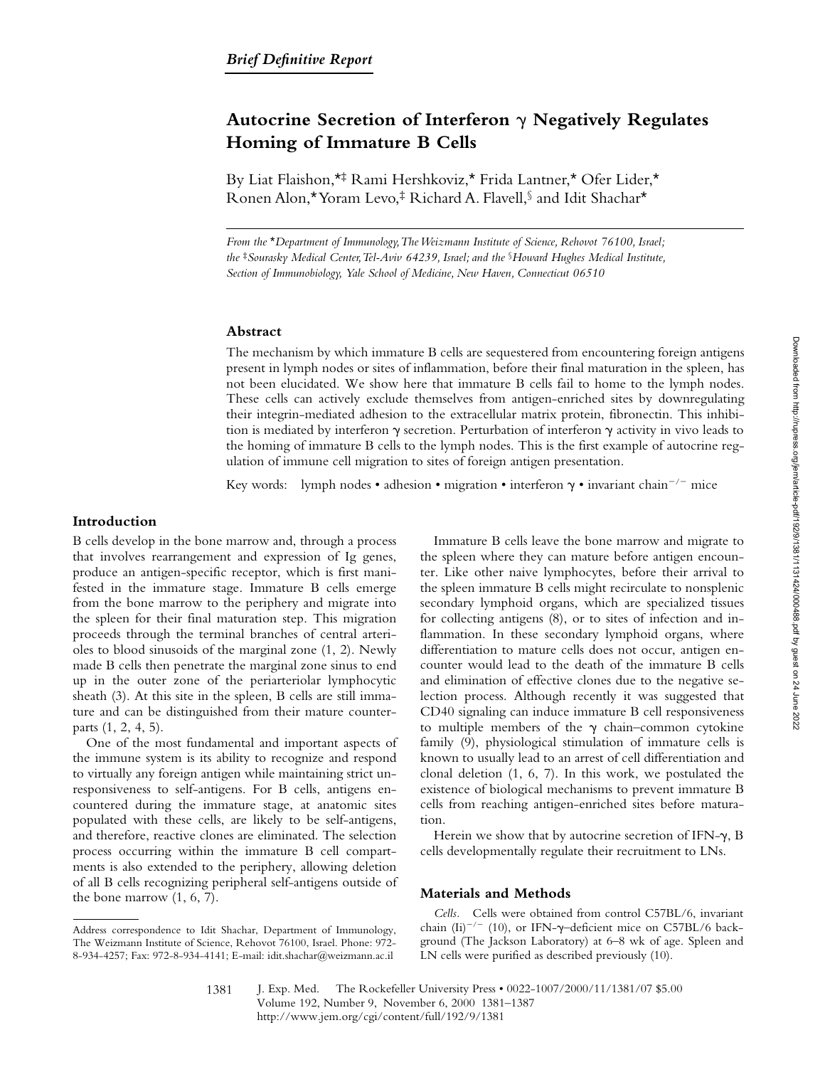*Brief Definitive Report*

# Autocrine Secretion of Interferon γ Negatively Regulates Homing of Immature B Cells

By Liat Flaishon,*‡ Rami Hershkoviz,* Frida Lantner,* Ofer Lider,* Ronen Alon,* Yoram Levo,‡ Richard A. Flavell,§ and Idit Shachar*

*From the \*Department of Immunology, The Weizmann Institute of Science, Rehovot 76100, Israel; the ‡Sourasky Medical Center, Tel-Aviv 64239, Israel; and the §Howard Hughes Medical Institute, Section of Immunobiology, Yale School of Medicine, New Haven, Connecticut 06510*

## Abstract

The mechanism by which immature B cells are sequestered from encountering foreign antigens present in lymph nodes or sites of inflammation, before their final maturation in the spleen, has not been elucidated. We show here that immature B cells fail to home to the lymph nodes. These cells can actively exclude themselves from antigen-enriched sites by downregulating their integrin-mediated adhesion to the extracellular matrix protein, fibronectin. This inhibition is mediated by interferon γ secretion. Perturbation of interferon γ activity in vivo leads to the homing of immature B cells to the lymph nodes. This is the first example of autocrine regulation of immune cell migration to sites of foreign antigen presentation.

Key words: lymph nodes • adhesion • migration • interferon γ • invariant chain$^{-/-}$ mice

## Introduction

B cells develop in the bone marrow and, through a process that involves rearrangement and expression of Ig genes, produce an antigen-specific receptor, which is first manifested in the immature stage. Immature B cells emerge from the bone marrow to the periphery and migrate into the spleen for their final maturation step. This migration proceeds through the terminal branches of central arterioles to blood sinusoids of the marginal zone (1, 2). Newly made B cells then penetrate the marginal zone sinus to end up in the outer zone of the periarteriolar lymphocytic sheath (3). At this site in the spleen, B cells are still immature and can be distinguished from their mature counterparts (1, 2, 4, 5).

One of the most fundamental and important aspects of the immune system is its ability to recognize and respond to virtually any foreign antigen while maintaining strict unresponsiveness to self-antigens. For B cells, antigens encountered during the immature stage, at anatomic sites populated with these cells, are likely to be self-antigens, and therefore, reactive clones are eliminated. The selection process occurring within the immature B cell compartments is also extended to the periphery, allowing deletion of all B cells recognizing peripheral self-antigens outside of the bone marrow (1, 6, 7).

Immature B cells leave the bone marrow and migrate to the spleen where they can mature before antigen encounter. Like other naive lymphocytes, before their arrival to the spleen immature B cells might recirculate to nonsplenic secondary lymphoid organs, which are specialized tissues for collecting antigens (8), or to sites of infection and inflammation. In these secondary lymphoid organs, where differentiation to mature cells does not occur, antigen encounter would lead to the death of the immature B cells and elimination of effective clones due to the negative selection process. Although recently it was suggested that CD40 signaling can induce immature B cell responsiveness to multiple members of the γ chain–common cytokine family (9), physiological stimulation of immature cells is known to usually lead to an arrest of cell differentiation and clonal deletion (1, 6, 7). In this work, we postulated the existence of biological mechanisms to prevent immature B cells from reaching antigen-enriched sites before maturation.

Herein we show that by autocrine secretion of IFN-γ, B cells developmentally regulate their recruitment to LNs.

## Materials and Methods

*Cells.* Cells were obtained from control C57BL/6, invariant chain (Ii)$^{-/-}$ (10), or IFN-γ–deficient mice on C57BL/6 background (The Jackson Laboratory) at 6–8 wk of age. Spleen and LN cells were purified as described previously (10).

Address correspondence to Idit Shachar, Department of Immunology, The Weizmann Institute of Science, Rehovot 76100, Israel. Phone: 972-8-934-4257; Fax: 972-8-934-4141; E-mail: idit.shachar@weizmann.ac.il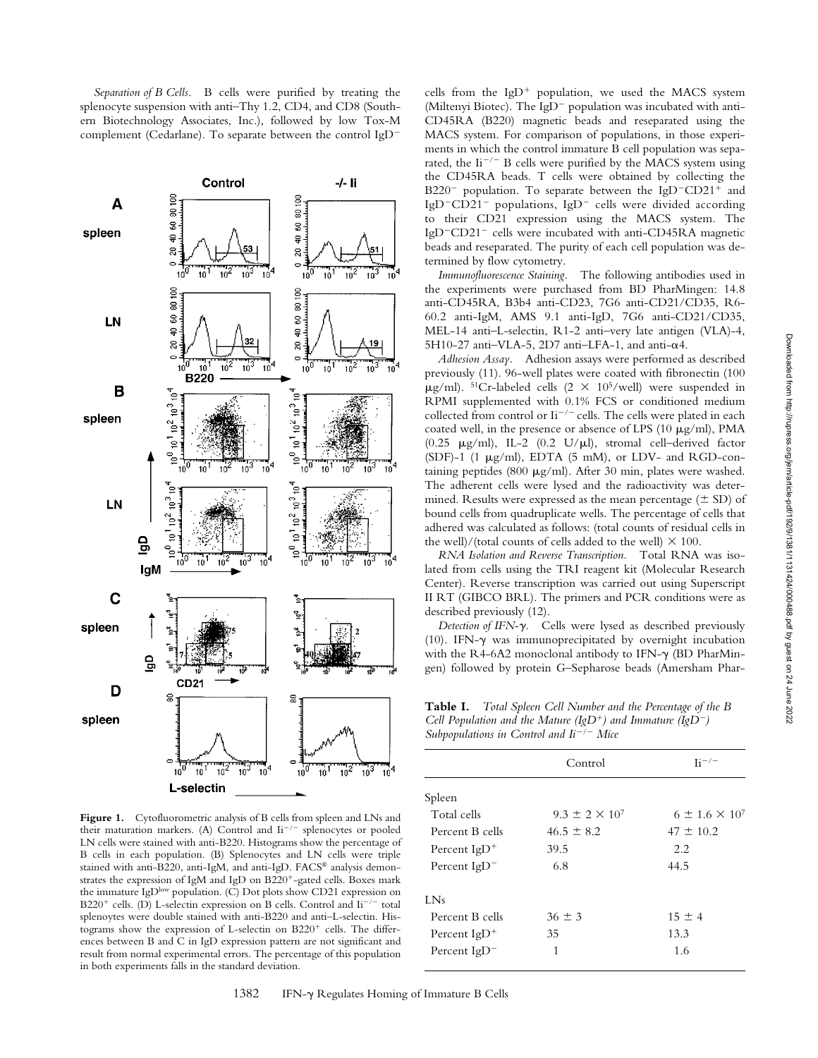*Separation of B Cells.* B cells were purified by treating the splenocyte suspension with anti–Thy 1.2, CD4, and CD8 (Southern Biotechnology Associates, Inc.), followed by low Tox-M complement (Cedarlane). To separate between the control IgD$^{-}$ cells from the IgD$^{+}$ population, we used the MACS system (Miltenyi Biotec). The IgD$^{-}$ population was incubated with anti-CD45RA (B220) magnetic beads and reseparated using the MACS system. For comparison of populations, in those experiments in which the control immature B cell population was separated, the Ii$^{-/-}$ B cells were purified by the MACS system using the CD45RA beads. T cells were obtained by collecting the B220$^{-}$ population. To separate between the IgD$^{-}$CD21$^{+}$ and IgD$^{-}$CD21$^{-}$ populations, IgD$^{-}$ cells were divided according to their CD21 expression using the MACS system. The IgD$^{-}$CD21$^{-}$ cells were incubated with anti-CD45RA magnetic beads and reseparated. The purity of each cell population was determined by flow cytometry.

*Immunofluorescence Staining.* The following antibodies used in the experiments were purchased from BD PharMingen: 14.8 anti-CD45RA, B3b4 anti-CD23, 7G6 anti-CD21/CD35, R6-60.2 anti-IgM, AMS 9.1 anti-IgD, 7G6 anti-CD21/CD35, MEL-14 anti–L-selectin, R1-2 anti–very late antigen (VLA)-4, 5H10-27 anti–VLA-5, 2D7 anti–LFA-1, and anti-α4.

*Adhesion Assay.* Adhesion assays were performed as described previously (11). 96-well plates were coated with fibronectin (100 μg/ml). $^{51}$Cr-labeled cells ($2 \times 10^5$/well) were suspended in RPMI supplemented with 0.1% FCS or conditioned medium collected from control or Ii$^{-/-}$ cells. The cells were plated in each coated well, in the presence or absence of LPS (10 μg/ml), PMA (0.25 μg/ml), IL-2 (0.2 U/μl), stromal cell–derived factor (SDF)-1 (1 μg/ml), EDTA (5 mM), or LDV- and RGD-containing peptides (800 μg/ml). After 30 min, plates were washed. The adherent cells were lysed and the radioactivity was determined. Results were expressed as the mean percentage (± SD) of bound cells from quadruplicate wells. The percentage of cells that adhered was calculated as follows: (total counts of residual cells in the well)/(total counts of cells added to the well) × 100.

*RNA Isolation and Reverse Transcription.* Total RNA was isolated from cells using the TRI reagent kit (Molecular Research Center). Reverse transcription was carried out using Superscript II RT (GIBCO BRL). The primers and PCR conditions were as described previously (12).

*Detection of IFN-γ.* Cells were lysed as described previously (10). IFN-γ was immunoprecipitated by overnight incubation with the R4-6A2 monoclonal antibody to IFN-γ (BD PharMingen) followed by protein G–Sepharose beads (Amersham Phar-

**Figure 1.** Cytofluorometric analysis of B cells from spleen and LNs and their maturation markers. (A) Control and Ii$^{-/-}$ splenocytes or pooled LN cells were stained with anti-B220. Histograms show the percentage of B cells in each population. (B) Splenocytes and LN cells were triple stained with anti-B220, anti-IgM, and anti-IgD. FACS® analysis demonstrates the expression of IgM and IgD on B220$^{+}$-gated cells. Boxes mark the immature IgD$^{low}$ population. (C) Dot plots show CD21 expression on B220$^{+}$ cells. (D) L-selectin expression on B cells. Control and Ii$^{-/-}$ total splenoytes were double stained with anti-B220 and anti–L-selectin. Histograms show the expression of L-selectin on B220$^{+}$ cells. The differences between B and C in IgD expression pattern are not significant and result from normal experimental errors. The percentage of this population in both experiments falls in the standard deviation.

**Table I.** *Total Spleen Cell Number and the Percentage of the B Cell Population and the Mature (IgD$^{+}$) and Immature (IgD$^{-}$) Subpopulations in Control and Ii$^{-/-}$ Mice*

| | Control | Ii$^{-/-}$ |
|---|---|---|
| Spleen | | |
| Total cells | $9.3 \pm 2 \times 10^7$ | $6 \pm 1.6 \times 10^7$ |
| Percent B cells | 46.5 ± 8.2 | 47 ± 10.2 |
| Percent IgD$^{+}$ | 39.5 | 2.2 |
| Percent IgD$^{-}$ | 6.8 | 44.5 |
| LNs | | |
| Percent B cells | 36 ± 3 | 15 ± 4 |
| Percent IgD$^{+}$ | 35 | 13.3 |
| Percent IgD$^{-}$ | 1 | 1.6 |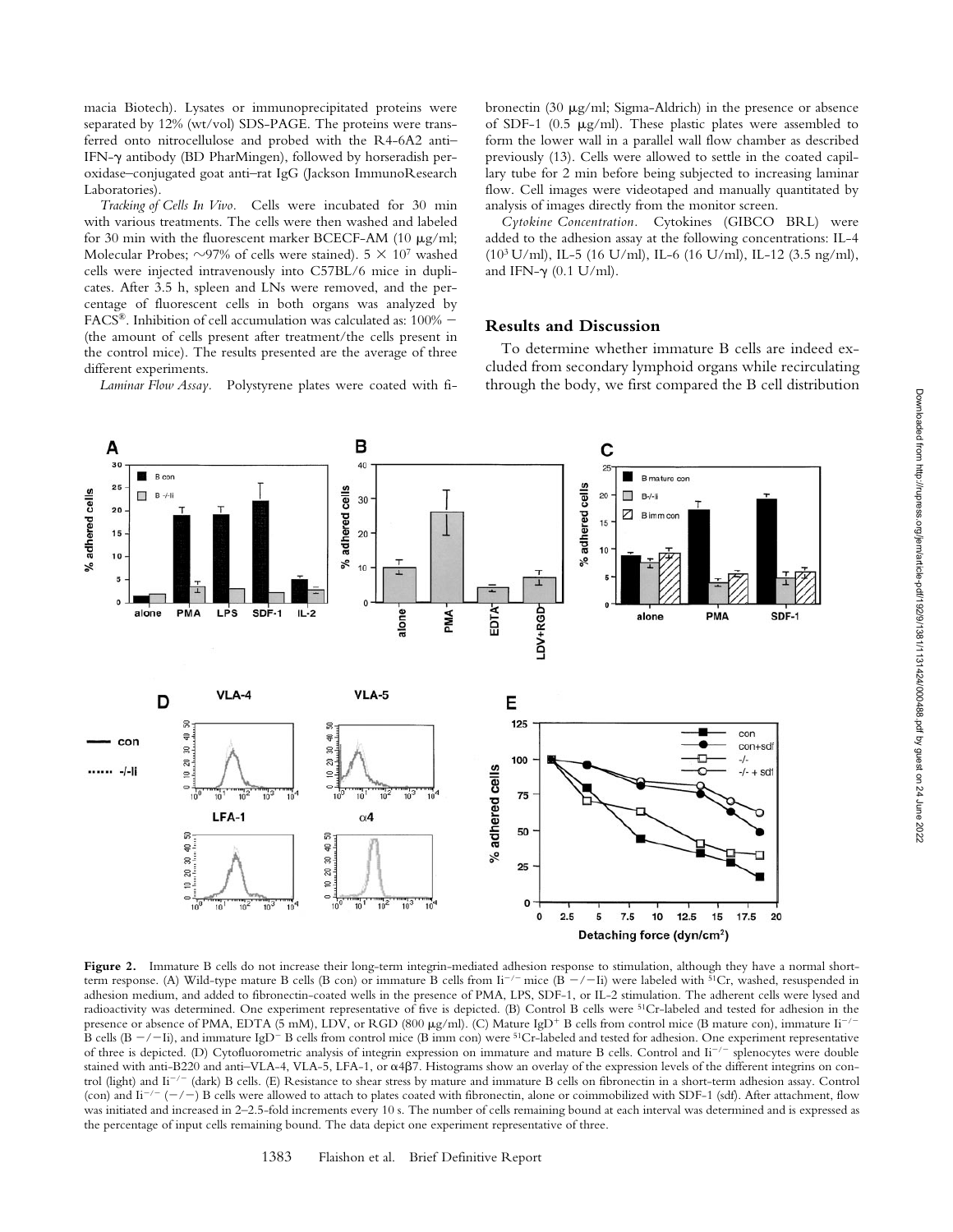macia Biotech). Lysates or immunoprecipitated proteins were separated by 12% (wt/vol) SDS-PAGE. The proteins were transferred onto nitrocellulose and probed with the R4-6A2 anti–IFN-γ antibody (BD PharMingen), followed by horseradish peroxidase–conjugated goat anti–rat IgG (Jackson ImmunoResearch Laboratories).

*Tracking of Cells In Vivo.* Cells were incubated for 30 min with various treatments. The cells were then washed and labeled for 30 min with the fluorescent marker BCECF-AM (10 μg/ml; Molecular Probes; ~97% of cells were stained). $5 \times 10^7$ washed cells were injected intravenously into C57BL/6 mice in duplicates. After 3.5 h, spleen and LNs were removed, and the percentage of fluorescent cells in both organs was analyzed by FACS®. Inhibition of cell accumulation was calculated as: 100% − (the amount of cells present after treatment/the cells present in the control mice). The results presented are the average of three different experiments.

*Laminar Flow Assay.* Polystyrene plates were coated with fibronectin (30 μg/ml; Sigma-Aldrich) in the presence or absence of SDF-1 (0.5 μg/ml). These plastic plates were assembled to form the lower wall in a parallel wall flow chamber as described previously (13). Cells were allowed to settle in the coated capillary tube for 2 min before being subjected to increasing laminar flow. Cell images were videotaped and manually quantitated by analysis of images directly from the monitor screen.

*Cytokine Concentration.* Cytokines (GIBCO BRL) were added to the adhesion assay at the following concentrations: IL-4 ($10^3$ U/ml), IL-5 (16 U/ml), IL-6 (16 U/ml), IL-12 (3.5 ng/ml), and IFN-γ (0.1 U/ml).

## Results and Discussion

To determine whether immature B cells are indeed excluded from secondary lymphoid organs while recirculating through the body, we first compared the B cell distribution

**Figure 2.** Immature B cells do not increase their long-term integrin-mediated adhesion response to stimulation, although they have a normal short-term response. (A) Wild-type mature B cells (B con) or immature B cells from $Ii^{-/-}$ mice (B −/−Ii) were labeled with $^{51}$Cr, washed, resuspended in adhesion medium, and added to fibronectin-coated wells in the presence of PMA, LPS, SDF-1, or IL-2 stimulation. The adherent cells were lysed and radioactivity was determined. One experiment representative of five is depicted. (B) Control B cells were $^{51}$Cr-labeled and tested for adhesion in the presence or absence of PMA, EDTA (5 mM), LDV, or RGD (800 μg/ml). (C) Mature $IgD^+$ B cells from control mice (B mature con), immature $Ii^{-/-}$ B cells (B −/−Ii), and immature $IgD^-$ B cells from control mice (B imm con) were $^{51}$Cr-labeled and tested for adhesion. One experiment representative of three is depicted. (D) Cytofluorometric analysis of integrin expression on immature and mature B cells. Control and $Ii^{-/-}$ splenocytes were double stained with anti-B220 and anti–VLA-4, VLA-5, LFA-1, or $\alpha4\beta7$. Histograms show an overlay of the expression levels of the different integrins on control (light) and $Ii^{-/-}$ (dark) B cells. (E) Resistance to shear stress by mature and immature B cells on fibronectin in a short-term adhesion assay. Control (con) and $Ii^{-/-}$ (−/−) B cells were allowed to attach to plates coated with fibronectin, alone or coimmobilized with SDF-1 (sdf). After attachment, flow was initiated and increased in 2–2.5-fold increments every 10 s. The number of cells remaining bound at each interval was determined and is expressed as the percentage of input cells remaining bound. The data depict one experiment representative of three.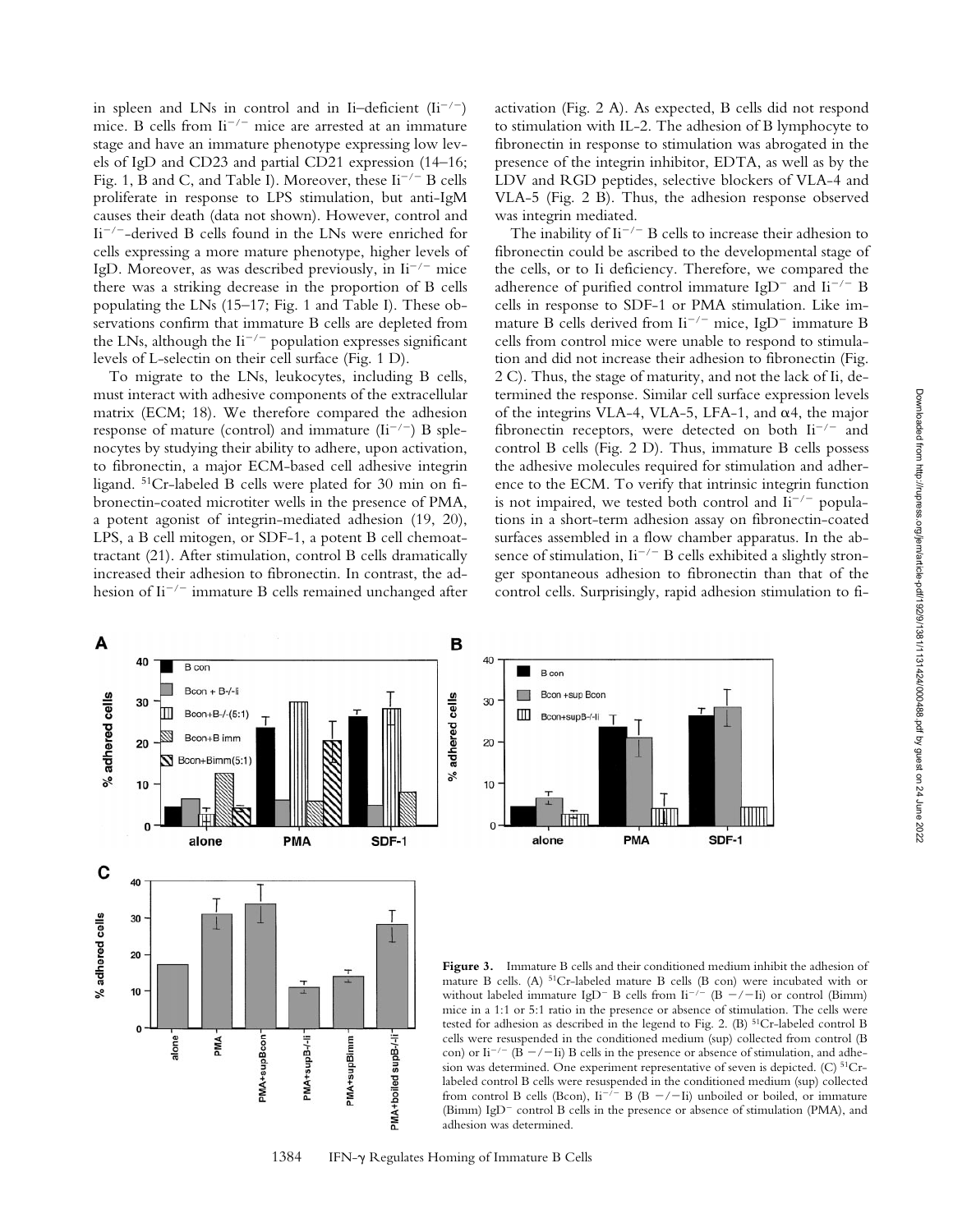in spleen and LNs in control and in Ii–deficient ($Ii^{-/-}$) mice. B cells from $Ii^{-/-}$ mice are arrested at an immature stage and have an immature phenotype expressing low levels of IgD and CD23 and partial CD21 expression (14–16; Fig. 1, B and C, and Table I). Moreover, these $Ii^{-/-}$ B cells proliferate in response to LPS stimulation, but anti-IgM causes their death (data not shown). However, control and $Ii^{-/-}$-derived B cells found in the LNs were enriched for cells expressing a more mature phenotype, higher levels of IgD. Moreover, as was described previously, in $Ii^{-/-}$ mice there was a striking decrease in the proportion of B cells populating the LNs (15–17; Fig. 1 and Table I). These observations confirm that immature B cells are depleted from the LNs, although the $Ii^{-/-}$ population expresses significant levels of L-selectin on their cell surface (Fig. 1 D).

To migrate to the LNs, leukocytes, including B cells, must interact with adhesive components of the extracellular matrix (ECM; 18). We therefore compared the adhesion response of mature (control) and immature ($Ii^{-/-}$) B splenocytes by studying their ability to adhere, upon activation, to fibronectin, a major ECM-based cell adhesive integrin ligand. $^{51}$Cr-labeled B cells were plated for 30 min on fibronectin-coated microtiter wells in the presence of PMA, a potent agonist of integrin-mediated adhesion (19, 20), LPS, a B cell mitogen, or SDF-1, a potent B cell chemoattractant (21). After stimulation, control B cells dramatically increased their adhesion to fibronectin. In contrast, the adhesion of $Ii^{-/-}$ immature B cells remained unchanged after activation (Fig. 2 A). As expected, B cells did not respond to stimulation with IL-2. The adhesion of B lymphocyte to fibronectin in response to stimulation was abrogated in the presence of the integrin inhibitor, EDTA, as well as by the LDV and RGD peptides, selective blockers of VLA-4 and VLA-5 (Fig. 2 B). Thus, the adhesion response observed was integrin mediated.

The inability of $Ii^{-/-}$ B cells to increase their adhesion to fibronectin could be ascribed to the developmental stage of the cells, or to Ii deficiency. Therefore, we compared the adherence of purified control immature $IgD^{-}$ and $Ii^{-/-}$ B cells in response to SDF-1 or PMA stimulation. Like immature B cells derived from $Ii^{-/-}$ mice, $IgD^{-}$ immature B cells from control mice were unable to respond to stimulation and did not increase their adhesion to fibronectin (Fig. 2 C). Thus, the stage of maturity, and not the lack of Ii, determined the response. Similar cell surface expression levels of the integrins VLA-4, VLA-5, LFA-1, and α4, the major fibronectin receptors, were detected on both $Ii^{-/-}$ and control B cells (Fig. 2 D). Thus, immature B cells possess the adhesive molecules required for stimulation and adherence to the ECM. To verify that intrinsic integrin function is not impaired, we tested both control and $Ii^{-/-}$ populations in a short-term adhesion assay on fibronectin-coated surfaces assembled in a flow chamber apparatus. In the absence of stimulation, $Ii^{-/-}$ B cells exhibited a slightly stronger spontaneous adhesion to fibronectin than that of the control cells. Surprisingly, rapid adhesion stimulation to fi-

**Figure 3.** Immature B cells and their conditioned medium inhibit the adhesion of mature B cells. (A) $^{51}$Cr-labeled mature B cells (B con) were incubated with or without labeled immature $IgD^{-}$ B cells from $Ii^{-/-}$ (B −/−Ii) or control (Bimm) mice in a 1:1 or 5:1 ratio in the presence or absence of stimulation. The cells were tested for adhesion as described in the legend to Fig. 2. (B) $^{51}$Cr-labeled control B cells were resuspended in the conditioned medium (sup) collected from control (B con) or $Ii^{-/-}$ (B −/−Ii) B cells in the presence or absence of stimulation, and adhesion was determined. One experiment representative of seven is depicted. (C) $^{51}$Cr-labeled control B cells were resuspended in the conditioned medium (sup) collected from control B cells (Bcon), $Ii^{-/-}$ B (B −/−Ii) unboiled or boiled, or immature (Bimm) $IgD^{-}$ control B cells in the presence or absence of stimulation (PMA), and adhesion was determined.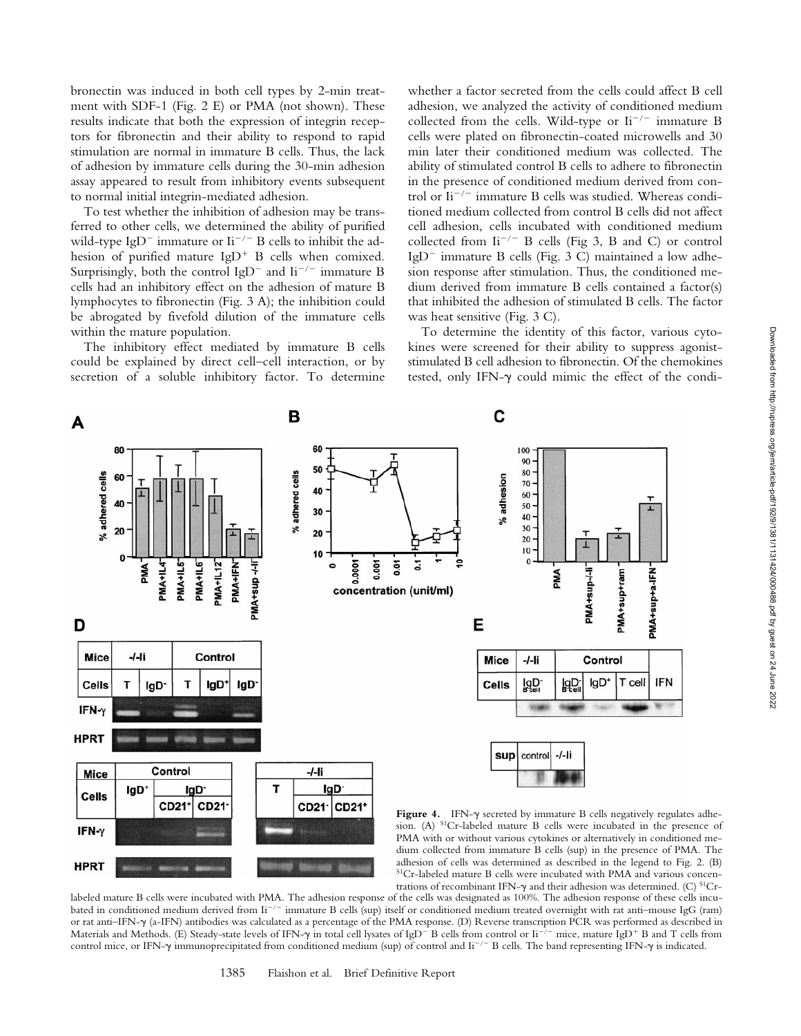bronectin was induced in both cell types by 2-min treatment with SDF-1 (Fig. 2 E) or PMA (not shown). These results indicate that both the expression of integrin receptors for fibronectin and their ability to respond to rapid stimulation are normal in immature B cells. Thus, the lack of adhesion by immature cells during the 30-min adhesion assay appeared to result from inhibitory events subsequent to normal initial integrin-mediated adhesion.

To test whether the inhibition of adhesion may be transferred to other cells, we determined the ability of purified wild-type IgD$^{-}$ immature or Ii$^{-/-}$ B cells to inhibit the adhesion of purified mature IgD$^{+}$ B cells when comixed. Surprisingly, both the control IgD$^{-}$ and Ii$^{-/-}$ immature B cells had an inhibitory effect on the adhesion of mature B lymphocytes to fibronectin (Fig. 3 A); the inhibition could be abrogated by fivefold dilution of the immature cells within the mature population.

The inhibitory effect mediated by immature B cells could be explained by direct cell–cell interaction, or by secretion of a soluble inhibitory factor. To determine whether a factor secreted from the cells could affect B cell adhesion, we analyzed the activity of conditioned medium collected from the cells. Wild-type or Ii$^{-/-}$ immature B cells were plated on fibronectin-coated microwells and 30 min later their conditioned medium was collected. The ability of stimulated control B cells to adhere to fibronectin in the presence of conditioned medium derived from control or Ii$^{-/-}$ immature B cells was studied. Whereas conditioned medium collected from control B cells did not affect cell adhesion, cells incubated with conditioned medium collected from Ii$^{-/-}$ B cells (Fig 3, B and C) or control IgD$^{-}$ immature B cells (Fig. 3 C) maintained a low adhesion response after stimulation. Thus, the conditioned medium derived from immature B cells contained a factor(s) that inhibited the adhesion of stimulated B cells. The factor was heat sensitive (Fig. 3 C).

To determine the identity of this factor, various cytokines were screened for their ability to suppress agonist-stimulated B cell adhesion to fibronectin. Of the chemokines tested, only IFN-γ could mimic the effect of the condi-

**Figure 4.** IFN-γ secreted by immature B cells negatively regulates adhesion. (A) $^{51}$Cr-labeled mature B cells were incubated in the presence of PMA with or without various cytokines or alternatively in conditioned medium collected from immature B cells (sup) in the presence of PMA. The adhesion of cells was determined as described in the legend to Fig. 2. (B) $^{51}$Cr-labeled mature B cells were incubated with PMA and various concentrations of recombinant IFN-γ and their adhesion was determined. (C) $^{51}$Cr-labeled mature B cells were incubated with PMA. The adhesion response of the cells was designated as 100%. The adhesion response of these cells incubated in conditioned medium derived from Ii$^{-/-}$ immature B cells (sup) itself or conditioned medium treated overnight with rat anti–mouse IgG (ram) or rat anti–IFN-γ (a-IFN) antibodies was calculated as a percentage of the PMA response. (D) Reverse transcription PCR was performed as described in Materials and Methods. (E) Steady-state levels of IFN-γ in total cell lysates of IgD$^{-}$ B cells from control or Ii$^{-/-}$ mice, mature IgD$^{+}$ B and T cells from control mice, or IFN-γ immunoprecipitated from conditioned medium (sup) of control and Ii$^{-/-}$ B cells. The band representing IFN-γ is indicated.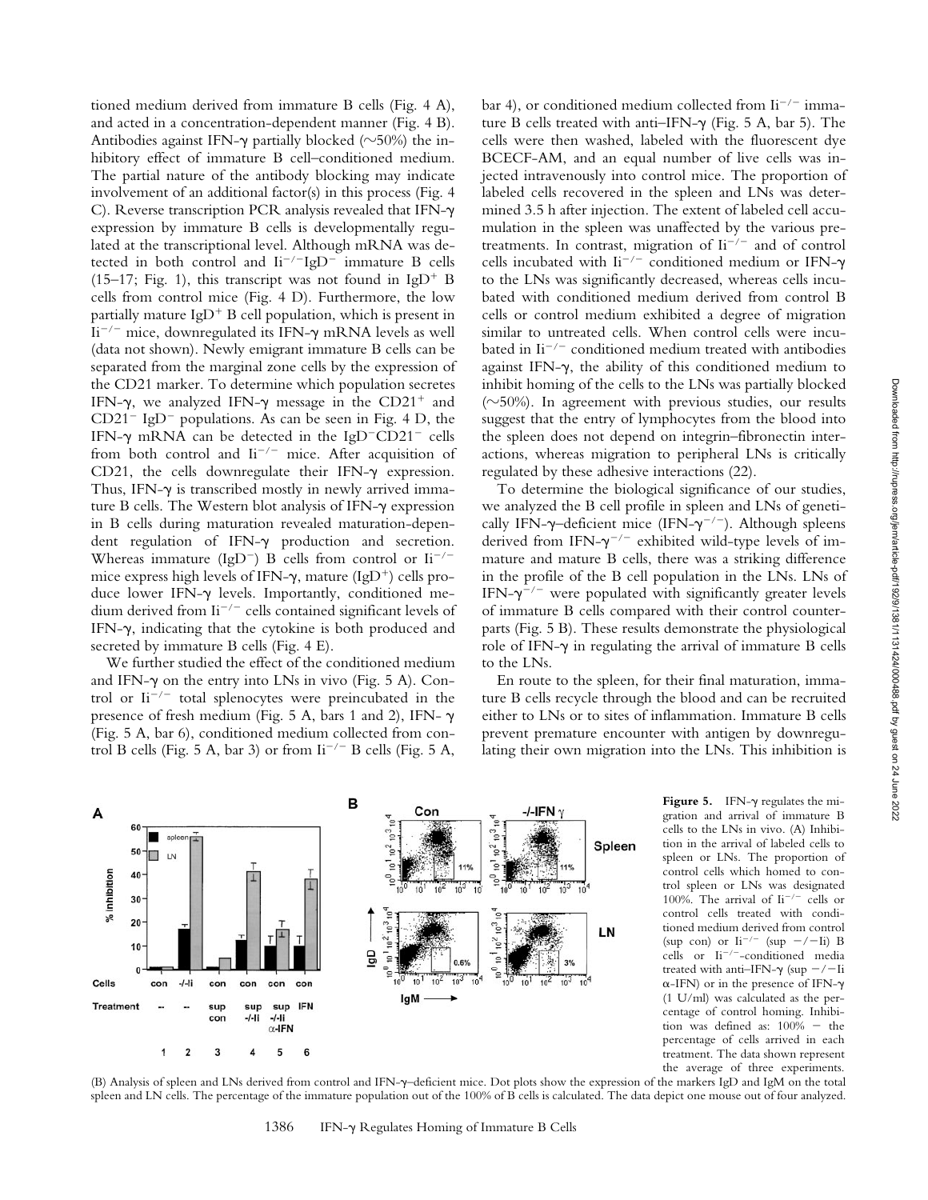tioned medium derived from immature B cells (Fig. 4 A), and acted in a concentration-dependent manner (Fig. 4 B). Antibodies against IFN-γ partially blocked (~50%) the inhibitory effect of immature B cell–conditioned medium. The partial nature of the antibody blocking may indicate involvement of an additional factor(s) in this process (Fig. 4 C). Reverse transcription PCR analysis revealed that IFN-γ expression by immature B cells is developmentally regulated at the transcriptional level. Although mRNA was detected in both control and $Ii^{-/-}IgD^{-}$ immature B cells (15–17; Fig. 1), this transcript was not found in $IgD^{+}$ B cells from control mice (Fig. 4 D). Furthermore, the low partially mature $IgD^{+}$ B cell population, which is present in $Ii^{-/-}$ mice, downregulated its IFN-γ mRNA levels as well (data not shown). Newly emigrant immature B cells can be separated from the marginal zone cells by the expression of the CD21 marker. To determine which population secretes IFN-γ, we analyzed IFN-γ message in the $CD21^{+}$ and $CD21^{-}$ $IgD^{-}$ populations. As can be seen in Fig. 4 D, the IFN-γ mRNA can be detected in the $IgD^{-}CD21^{-}$ cells from both control and $Ii^{-/-}$ mice. After acquisition of CD21, the cells downregulate their IFN-γ expression. Thus, IFN-γ is transcribed mostly in newly arrived immature B cells. The Western blot analysis of IFN-γ expression in B cells during maturation revealed maturation-dependent regulation of IFN-γ production and secretion. Whereas immature ($IgD^{-}$) B cells from control or $Ii^{-/-}$ mice express high levels of IFN-γ, mature ($IgD^{+}$) cells produce lower IFN-γ levels. Importantly, conditioned medium derived from $Ii^{-/-}$ cells contained significant levels of IFN-γ, indicating that the cytokine is both produced and secreted by immature B cells (Fig. 4 E).

We further studied the effect of the conditioned medium and IFN-γ on the entry into LNs in vivo (Fig. 5 A). Control or $Ii^{-/-}$ total splenocytes were preincubated in the presence of fresh medium (Fig. 5 A, bars 1 and 2), IFN- γ (Fig. 5 A, bar 6), conditioned medium collected from control B cells (Fig. 5 A, bar 3) or from $Ii^{-/-}$ B cells (Fig. 5 A, bar 4), or conditioned medium collected from $Ii^{-/-}$ immature B cells treated with anti–IFN-γ (Fig. 5 A, bar 5). The cells were then washed, labeled with the fluorescent dye BCECF-AM, and an equal number of live cells was injected intravenously into control mice. The proportion of labeled cells recovered in the spleen and LNs was determined 3.5 h after injection. The extent of labeled cell accumulation in the spleen was unaffected by the various pretreatments. In contrast, migration of $Ii^{-/-}$ and of control cells incubated with $Ii^{-/-}$ conditioned medium or IFN-γ to the LNs was significantly decreased, whereas cells incubated with conditioned medium derived from control B cells or control medium exhibited a degree of migration similar to untreated cells. When control cells were incubated in $Ii^{-/-}$ conditioned medium treated with antibodies against IFN-γ, the ability of this conditioned medium to inhibit homing of the cells to the LNs was partially blocked (~50%). In agreement with previous studies, our results suggest that the entry of lymphocytes from the blood into the spleen does not depend on integrin–fibronectin interactions, whereas migration to peripheral LNs is critically regulated by these adhesive interactions (22).

To determine the biological significance of our studies, we analyzed the B cell profile in spleen and LNs of genetically IFN-γ–deficient mice (IFN-$\gamma^{-/-}$). Although spleens derived from IFN-$\gamma^{-/-}$ exhibited wild-type levels of immature and mature B cells, there was a striking difference in the profile of the B cell population in the LNs. LNs of IFN-$\gamma^{-/-}$ were populated with significantly greater levels of immature B cells compared with their control counterparts (Fig. 5 B). These results demonstrate the physiological role of IFN-γ in regulating the arrival of immature B cells to the LNs.

En route to the spleen, for their final maturation, immature B cells recycle through the blood and can be recruited either to LNs or to sites of inflammation. Immature B cells prevent premature encounter with antigen by downregulating their own migration into the LNs. This inhibition is

**Figure 5.** IFN-γ regulates the migration and arrival of immature B cells to the LNs in vivo. (A) Inhibition in the arrival of labeled cells to spleen or LNs. The proportion of control cells which homed to control spleen or LNs was designated 100%. The arrival of $Ii^{-/-}$ cells or control cells treated with conditioned medium derived from control (sup con) or $Ii^{-/-}$ (sup −/−Ii) B cells or $Ii^{-/-}$-conditioned media treated with anti–IFN-γ (sup −/−Ii α-IFN) or in the presence of IFN-γ (1 U/ml) was calculated as the percentage of control homing. Inhibition was defined as: 100% − the percentage of cells arrived in each treatment. The data shown represent the average of three experiments. (B) Analysis of spleen and LNs derived from control and IFN-γ–deficient mice. Dot plots show the expression of the markers IgD and IgM on the total spleen and LN cells. The percentage of the immature population out of the 100% of B cells is calculated. The data depict one mouse out of four analyzed.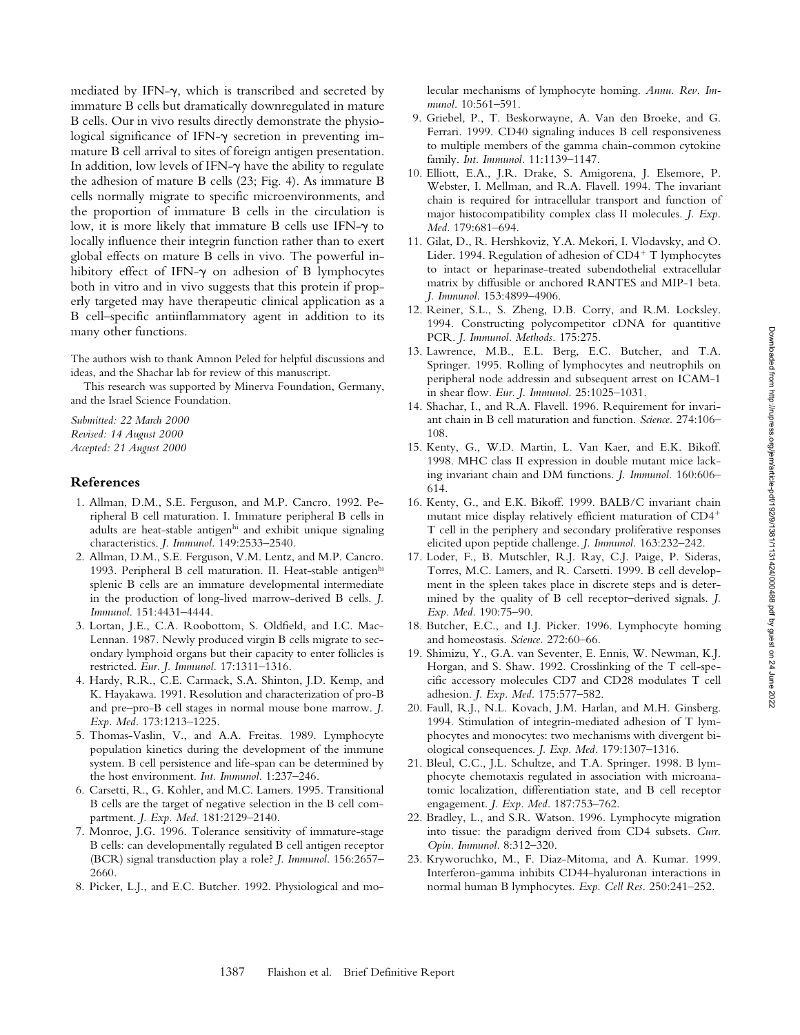mediated by IFN-γ, which is transcribed and secreted by immature B cells but dramatically downregulated in mature B cells. Our in vivo results directly demonstrate the physiological significance of IFN-γ secretion in preventing immature B cell arrival to sites of foreign antigen presentation. In addition, low levels of IFN-γ have the ability to regulate the adhesion of mature B cells (23; Fig. 4). As immature B cells normally migrate to specific microenvironments, and the proportion of immature B cells in the circulation is low, it is more likely that immature B cells use IFN-γ to locally influence their integrin function rather than to exert global effects on mature B cells in vivo. The powerful inhibitory effect of IFN-γ on adhesion of B lymphocytes both in vitro and in vivo suggests that this protein if properly targeted may have therapeutic clinical application as a B cell–specific antiinflammatory agent in addition to its many other functions.

The authors wish to thank Amnon Peled for helpful discussions and ideas, and the Shachar lab for review of this manuscript.

This research was supported by Minerva Foundation, Germany, and the Israel Science Foundation.

*Submitted: 22 March 2000*
*Revised: 14 August 2000*
*Accepted: 21 August 2000*

## References

1. Allman, D.M., S.E. Ferguson, and M.P. Cancro. 1992. Peripheral B cell maturation. I. Immature peripheral B cells in adults are heat-stable antigen$^{hi}$ and exhibit unique signaling characteristics. *J. Immunol.* 149:2533–2540.
2. Allman, D.M., S.E. Ferguson, V.M. Lentz, and M.P. Cancro. 1993. Peripheral B cell maturation. II. Heat-stable antigen$^{hi}$ splenic B cells are an immature developmental intermediate in the production of long-lived marrow-derived B cells. *J. Immunol.* 151:4431–4444.
3. Lortan, J.E., C.A. Roobottom, S. Oldfield, and I.C. MacLennan. 1987. Newly produced virgin B cells migrate to secondary lymphoid organs but their capacity to enter follicles is restricted. *Eur. J. Immunol.* 17:1311–1316.
4. Hardy, R.R., C.E. Carmack, S.A. Shinton, J.D. Kemp, and K. Hayakawa. 1991. Resolution and characterization of pro-B and pre–pro-B cell stages in normal mouse bone marrow. *J. Exp. Med.* 173:1213–1225.
5. Thomas-Vaslin, V., and A.A. Freitas. 1989. Lymphocyte population kinetics during the development of the immune system. B cell persistence and life-span can be determined by the host environment. *Int. Immunol.* 1:237–246.
6. Carsetti, R., G. Kohler, and M.C. Lamers. 1995. Transitional B cells are the target of negative selection in the B cell compartment. *J. Exp. Med.* 181:2129–2140.
7. Monroe, J.G. 1996. Tolerance sensitivity of immature-stage B cells: can developmentally regulated B cell antigen receptor (BCR) signal transduction play a role? *J. Immunol.* 156:2657–2660.
8. Picker, L.J., and E.C. Butcher. 1992. Physiological and molecular mechanisms of lymphocyte homing. *Annu. Rev. Immunol.* 10:561–591.
9. Griebel, P., T. Beskorwayne, A. Van den Broeke, and G. Ferrari. 1999. CD40 signaling induces B cell responsiveness to multiple members of the gamma chain-common cytokine family. *Int. Immunol.* 11:1139–1147.
10. Elliott, E.A., J.R. Drake, S. Amigorena, J. Elsemore, P. Webster, I. Mellman, and R.A. Flavell. 1994. The invariant chain is required for intracellular transport and function of major histocompatibility complex class II molecules. *J. Exp. Med.* 179:681–694.
11. Gilat, D., R. Hershkoviz, Y.A. Mekori, I. Vlodavsky, and O. Lider. 1994. Regulation of adhesion of CD4$^{+}$ T lymphocytes to intact or heparinase-treated subendothelial extracellular matrix by diffusible or anchored RANTES and MIP-1 beta. *J. Immunol.* 153:4899–4906.
12. Reiner, S.L., S. Zheng, D.B. Corry, and R.M. Locksley. 1994. Constructing polycompetitor cDNA for quantitive PCR. *J. Immunol. Methods.* 175:275.
13. Lawrence, M.B., E.L. Berg, E.C. Butcher, and T.A. Springer. 1995. Rolling of lymphocytes and neutrophils on peripheral node addressin and subsequent arrest on ICAM-1 in shear flow. *Eur. J. Immunol.* 25:1025–1031.
14. Shachar, I., and R.A. Flavell. 1996. Requirement for invariant chain in B cell maturation and function. *Science.* 274:106–108.
15. Kenty, G., W.D. Martin, L. Van Kaer, and E.K. Bikoff. 1998. MHC class II expression in double mutant mice lacking invariant chain and DM functions. *J. Immunol.* 160:606–614.
16. Kenty, G., and E.K. Bikoff. 1999. BALB/C invariant chain mutant mice display relatively efficient maturation of CD4$^{+}$ T cell in the periphery and secondary proliferative responses elicited upon peptide challenge. *J. Immunol.* 163:232–242.
17. Loder, F., B. Mutschler, R.J. Ray, C.J. Paige, P. Sideras, Torres, M.C. Lamers, and R. Carsetti. 1999. B cell development in the spleen takes place in discrete steps and is determined by the quality of B cell receptor–derived signals. *J. Exp. Med.* 190:75–90.
18. Butcher, E.C., and I.J. Picker. 1996. Lymphocyte homing and homeostasis. *Science.* 272:60–66.
19. Shimizu, Y., G.A. van Seventer, E. Ennis, W. Newman, K.J. Horgan, and S. Shaw. 1992. Crosslinking of the T cell-specific accessory molecules CD7 and CD28 modulates T cell adhesion. *J. Exp. Med.* 175:577–582.
20. Faull, R.J., N.L. Kovach, J.M. Harlan, and M.H. Ginsberg. 1994. Stimulation of integrin-mediated adhesion of T lymphocytes and monocytes: two mechanisms with divergent biological consequences. *J. Exp. Med.* 179:1307–1316.
21. Bleul, C.C., J.L. Schultze, and T.A. Springer. 1998. B lymphocyte chemotaxis regulated in association with microanatomic localization, differentiation state, and B cell receptor engagement. *J. Exp. Med.* 187:753–762.
22. Bradley, L., and S.R. Watson. 1996. Lymphocyte migration into tissue: the paradigm derived from CD4 subsets. *Curr. Opin. Immunol.* 8:312–320.
23. Kryworuchko, M., F. Diaz-Mitoma, and A. Kumar. 1999. Interferon-gamma inhibits CD44-hyaluronan interactions in normal human B lymphocytes. *Exp. Cell Res.* 250:241–252.